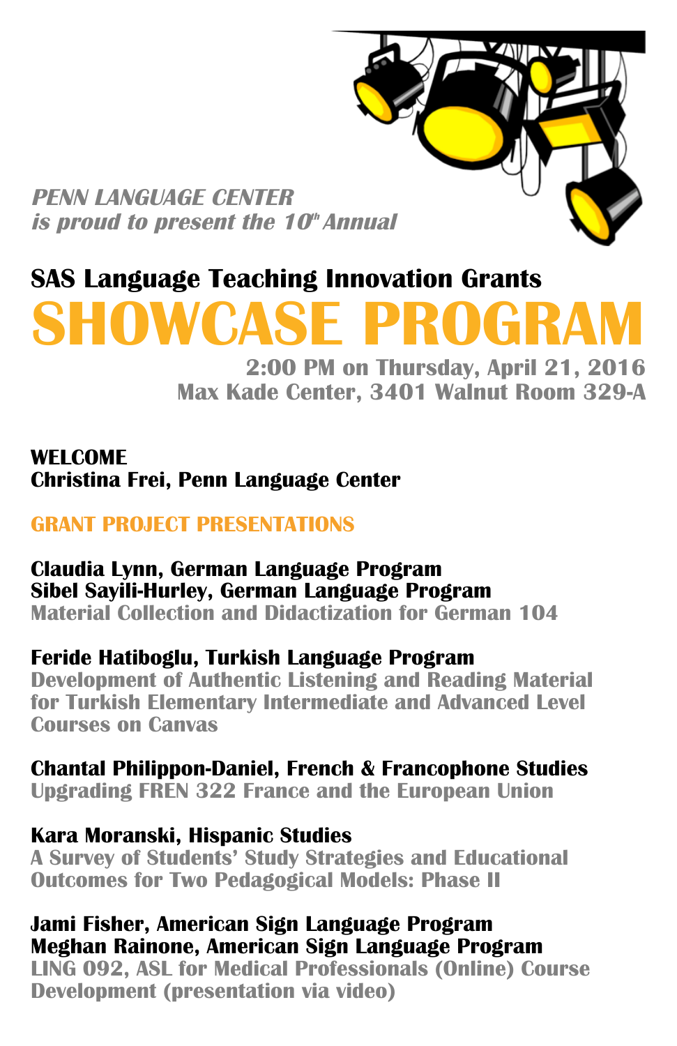*PENN LANGUAGE CENTER*
*is proud to present the 10th Annual*

## SAS Language Teaching Innovation Grants

# SHOWCASE PROGRAM

**2:00 PM on Thursday, April 21, 2016**
**Max Kade Center, 3401 Walnut Room 329-A**

**WELCOME**
**Christina Frei, Penn Language Center**

## GRANT PROJECT PRESENTATIONS

**Claudia Lynn, German Language Program**
**Sibel Sayili-Hurley, German Language Program**
Material Collection and Didactization for German 104

**Feride Hatiboglu, Turkish Language Program**
Development of Authentic Listening and Reading Material for Turkish Elementary Intermediate and Advanced Level Courses on Canvas

**Chantal Philippon-Daniel, French & Francophone Studies**
Upgrading FREN 322 France and the European Union

**Kara Moranski, Hispanic Studies**
A Survey of Students' Study Strategies and Educational Outcomes for Two Pedagogical Models: Phase II

**Jami Fisher, American Sign Language Program**
**Meghan Rainone, American Sign Language Program**
LING 092, ASL for Medical Professionals (Online) Course Development (presentation via video)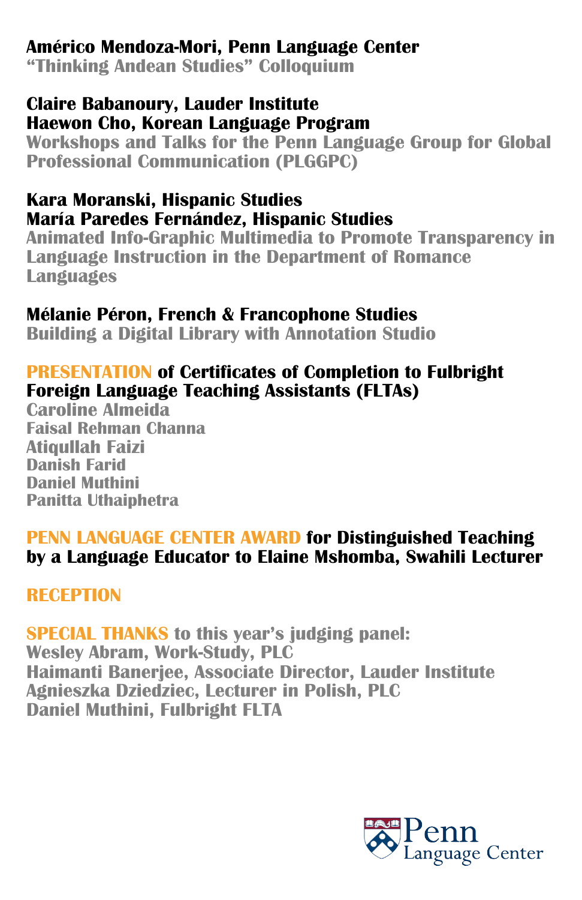**Américo Mendoza-Mori, Penn Language Center**
**"Thinking Andean Studies" Colloquium**

**Claire Babanoury, Lauder Institute**
**Haewon Cho, Korean Language Program**
**Workshops and Talks for the Penn Language Group for Global Professional Communication (PLGGPC)**

**Kara Moranski, Hispanic Studies**
**María Paredes Fernández, Hispanic Studies**
**Animated Info-Graphic Multimedia to Promote Transparency in Language Instruction in the Department of Romance Languages**

**Mélanie Péron, French & Francophone Studies**
**Building a Digital Library with Annotation Studio**

**PRESENTATION of Certificates of Completion to Fulbright Foreign Language Teaching Assistants (FLTAs)**

Caroline Almeida
Faisal Rehman Channa
Atiqullah Faizi
Danish Farid
Daniel Muthini
Panitta Uthaiphetra

**PENN LANGUAGE CENTER AWARD for Distinguished Teaching by a Language Educator to Elaine Mshomba, Swahili Lecturer**

**RECEPTION**

**SPECIAL THANKS to this year's judging panel:**

Wesley Abram, Work-Study, PLC
Haimanti Banerjee, Associate Director, Lauder Institute
Agnieszka Dziedziec, Lecturer in Polish, PLC
Daniel Muthini, Fulbright FLTA

Penn Language Center